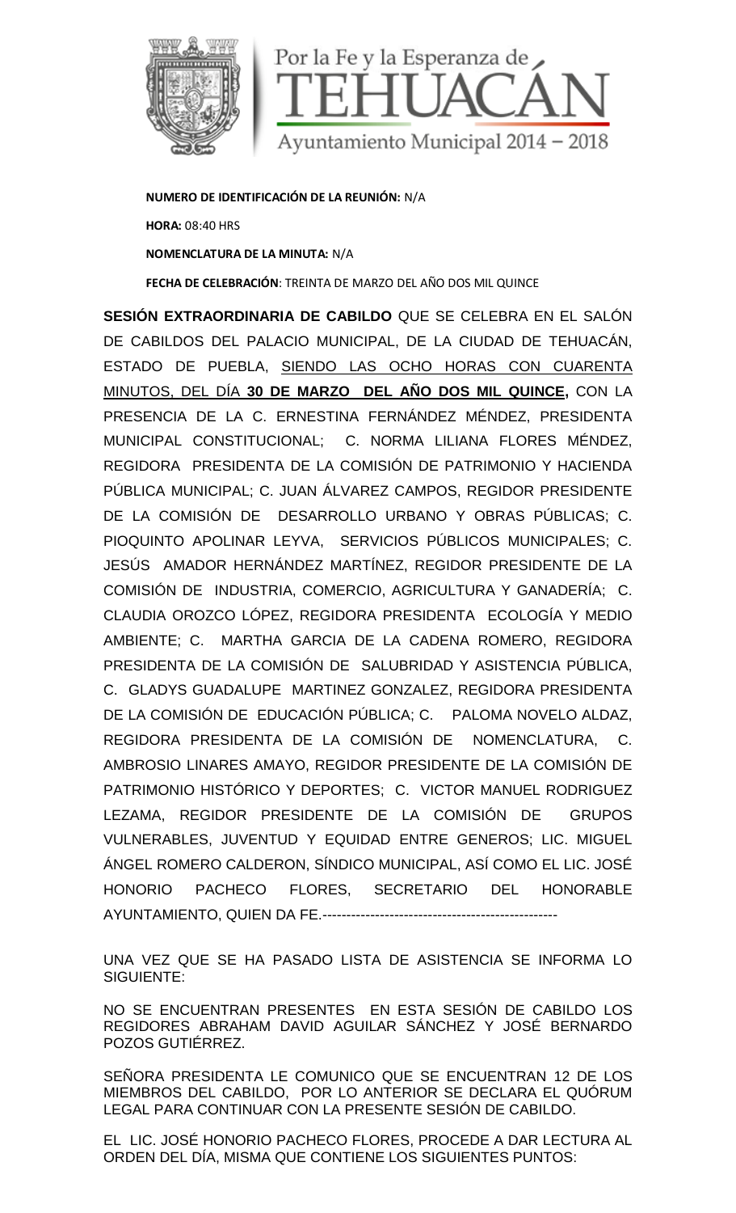Por la Fe y la Esperanza de TEHUACÁN

Ayuntamiento Municipal 2014 – 2018

**NUMERO DE IDENTIFICACIÓN DE LA REUNIÓN:** N/A

**HORA:** 08:40 HRS

**NOMENCLATURA DE LA MINUTA:** N/A

**FECHA DE CELEBRACIÓN**: TREINTA DE MARZO DEL AÑO DOS MIL QUINCE

**SESIÓN EXTRAORDINARIA DE CABILDO** QUE SE CELEBRA EN EL SALÓN DE CABILDOS DEL PALACIO MUNICIPAL, DE LA CIUDAD DE TEHUACÁN, ESTADO DE PUEBLA, SIENDO LAS OCHO HORAS CON CUARENTA MINUTOS, DEL DÍA **30 DE MARZO DEL AÑO DOS MIL QUINCE,** CON LA PRESENCIA DE LA C. ERNESTINA FERNÁNDEZ MÉNDEZ, PRESIDENTA MUNICIPAL CONSTITUCIONAL; C. NORMA LILIANA FLORES MÉNDEZ, REGIDORA PRESIDENTA DE LA COMISIÓN DE PATRIMONIO Y HACIENDA PÚBLICA MUNICIPAL; C. JUAN ÁLVAREZ CAMPOS, REGIDOR PRESIDENTE DE LA COMISIÓN DE DESARROLLO URBANO Y OBRAS PÚBLICAS; C. PIOQUINTO APOLINAR LEYVA, SERVICIOS PÚBLICOS MUNICIPALES; C. JESÚS AMADOR HERNÁNDEZ MARTÍNEZ, REGIDOR PRESIDENTE DE LA COMISIÓN DE INDUSTRIA, COMERCIO, AGRICULTURA Y GANADERÍA; C. CLAUDIA OROZCO LÓPEZ, REGIDORA PRESIDENTA ECOLOGÍA Y MEDIO AMBIENTE; C. MARTHA GARCIA DE LA CADENA ROMERO, REGIDORA PRESIDENTA DE LA COMISIÓN DE SALUBRIDAD Y ASISTENCIA PÚBLICA, C. GLADYS GUADALUPE MARTINEZ GONZALEZ, REGIDORA PRESIDENTA DE LA COMISIÓN DE EDUCACIÓN PÚBLICA; C. PALOMA NOVELO ALDAZ, REGIDORA PRESIDENTA DE LA COMISIÓN DE NOMENCLATURA, C. AMBROSIO LINARES AMAYO, REGIDOR PRESIDENTE DE LA COMISIÓN DE PATRIMONIO HISTÓRICO Y DEPORTES; C. VICTOR MANUEL RODRIGUEZ LEZAMA, REGIDOR PRESIDENTE DE LA COMISIÓN DE GRUPOS VULNERABLES, JUVENTUD Y EQUIDAD ENTRE GENEROS; LIC. MIGUEL ÁNGEL ROMERO CALDERON, SÍNDICO MUNICIPAL, ASÍ COMO EL LIC. JOSÉ HONORIO PACHECO FLORES, SECRETARIO DEL HONORABLE AYUNTAMIENTO, QUIEN DA FE.-------------------------------------------------

UNA VEZ QUE SE HA PASADO LISTA DE ASISTENCIA SE INFORMA LO SIGUIENTE:

NO SE ENCUENTRAN PRESENTES EN ESTA SESIÓN DE CABILDO LOS REGIDORES ABRAHAM DAVID AGUILAR SÁNCHEZ Y JOSÉ BERNARDO POZOS GUTIÉRREZ.

SEÑORA PRESIDENTA LE COMUNICO QUE SE ENCUENTRAN 12 DE LOS MIEMBROS DEL CABILDO, POR LO ANTERIOR SE DECLARA EL QUÓRUM LEGAL PARA CONTINUAR CON LA PRESENTE SESIÓN DE CABILDO.

EL LIC. JOSÉ HONORIO PACHECO FLORES, PROCEDE A DAR LECTURA AL ORDEN DEL DÍA, MISMA QUE CONTIENE LOS SIGUIENTES PUNTOS: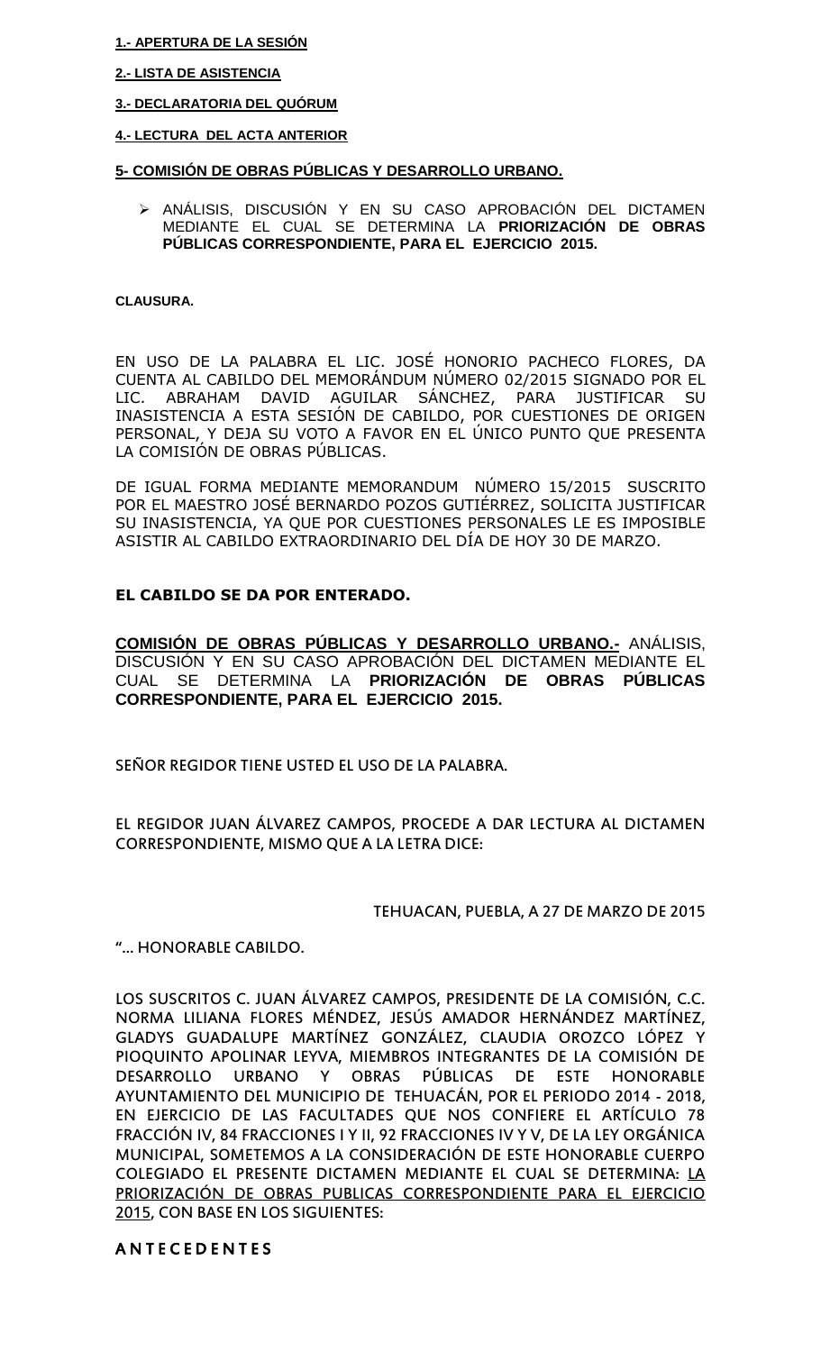**1.- APERTURA DE LA SESIÓN**

**2.- LISTA DE ASISTENCIA**

**3.- DECLARATORIA DEL QUÓRUM**

**4.- LECTURA DEL ACTA ANTERIOR**

**5- COMISIÓN DE OBRAS PÚBLICAS Y DESARROLLO URBANO.**

- ANÁLISIS, DISCUSIÓN Y EN SU CASO APROBACIÓN DEL DICTAMEN MEDIANTE EL CUAL SE DETERMINA LA **PRIORIZACIÓN DE OBRAS PÚBLICAS CORRESPONDIENTE, PARA EL EJERCICIO 2015.**

**CLAUSURA.**

EN USO DE LA PALABRA EL LIC. JOSÉ HONORIO PACHECO FLORES, DA CUENTA AL CABILDO DEL MEMORÁNDUM NÚMERO 02/2015 SIGNADO POR EL LIC. ABRAHAM DAVID AGUILAR SÁNCHEZ, PARA JUSTIFICAR SU INASISTENCIA A ESTA SESIÓN DE CABILDO, POR CUESTIONES DE ORIGEN PERSONAL, Y DEJA SU VOTO A FAVOR EN EL ÚNICO PUNTO QUE PRESENTA LA COMISIÓN DE OBRAS PÚBLICAS.

DE IGUAL FORMA MEDIANTE MEMORANDUM NÚMERO 15/2015 SUSCRITO POR EL MAESTRO JOSÉ BERNARDO POZOS GUTIÉRREZ, SOLICITA JUSTIFICAR SU INASISTENCIA, YA QUE POR CUESTIONES PERSONALES LE ES IMPOSIBLE ASISTIR AL CABILDO EXTRAORDINARIO DEL DÍA DE HOY 30 DE MARZO.

**EL CABILDO SE DA POR ENTERADO.**

**COMISIÓN DE OBRAS PÚBLICAS Y DESARROLLO URBANO.-** ANÁLISIS, DISCUSIÓN Y EN SU CASO APROBACIÓN DEL DICTAMEN MEDIANTE EL CUAL SE DETERMINA LA **PRIORIZACIÓN DE OBRAS PÚBLICAS CORRESPONDIENTE, PARA EL EJERCICIO 2015.**

SEÑOR REGIDOR TIENE USTED EL USO DE LA PALABRA.

EL REGIDOR JUAN ÁLVAREZ CAMPOS, PROCEDE A DAR LECTURA AL DICTAMEN CORRESPONDIENTE, MISMO QUE A LA LETRA DICE:

TEHUACAN, PUEBLA, A 27 DE MARZO DE 2015

"… HONORABLE CABILDO.

LOS SUSCRITOS C. JUAN ÁLVAREZ CAMPOS, PRESIDENTE DE LA COMISIÓN, C.C. NORMA LILIANA FLORES MÉNDEZ, JESÚS AMADOR HERNÁNDEZ MARTÍNEZ, GLADYS GUADALUPE MARTÍNEZ GONZÁLEZ, CLAUDIA OROZCO LÓPEZ Y PIOQUINTO APOLINAR LEYVA, MIEMBROS INTEGRANTES DE LA COMISIÓN DE DESARROLLO URBANO Y OBRAS PÚBLICAS DE ESTE HONORABLE AYUNTAMIENTO DEL MUNICIPIO DE TEHUACÁN, POR EL PERIODO 2014 - 2018, EN EJERCICIO DE LAS FACULTADES QUE NOS CONFIERE EL ARTÍCULO 78 FRACCIÓN IV, 84 FRACCIONES I Y II, 92 FRACCIONES IV Y V, DE LA LEY ORGÁNICA MUNICIPAL, SOMETEMOS A LA CONSIDERACIÓN DE ESTE HONORABLE CUERPO COLEGIADO EL PRESENTE DICTAMEN MEDIANTE EL CUAL SE DETERMINA: LA PRIORIZACIÓN DE OBRAS PUBLICAS CORRESPONDIENTE PARA EL EJERCICIO 2015, CON BASE EN LOS SIGUIENTES:

**A N T E C E D E N T E S**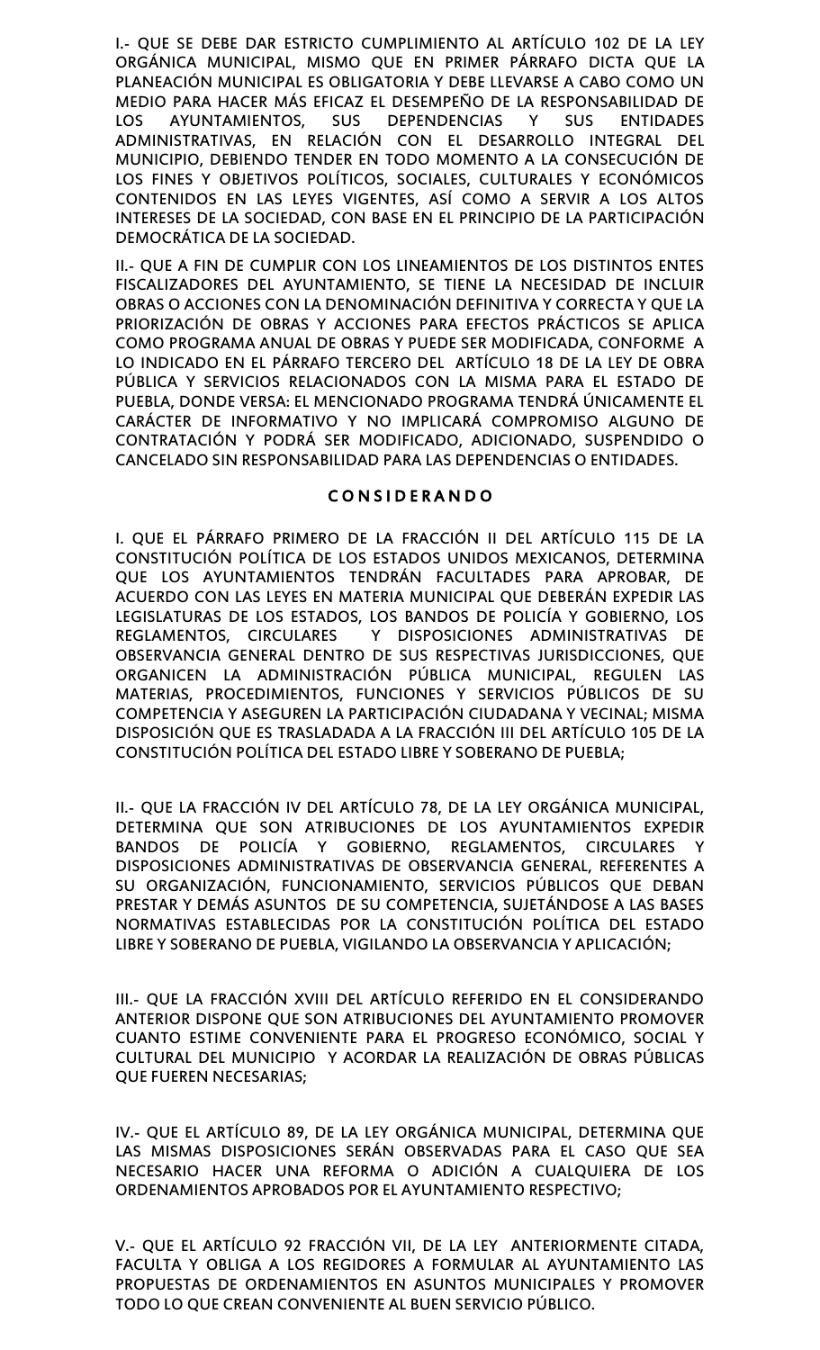I.- QUE SE DEBE DAR ESTRICTO CUMPLIMIENTO AL ARTÍCULO 102 DE LA LEY ORGÁNICA MUNICIPAL, MISMO QUE EN PRIMER PÁRRAFO DICTA QUE LA PLANEACIÓN MUNICIPAL ES OBLIGATORIA Y DEBE LLEVARSE A CABO COMO UN MEDIO PARA HACER MÁS EFICAZ EL DESEMPEÑO DE LA RESPONSABILIDAD DE LOS AYUNTAMIENTOS, SUS DEPENDENCIAS Y SUS ENTIDADES ADMINISTRATIVAS, EN RELACIÓN CON EL DESARROLLO INTEGRAL DEL MUNICIPIO, DEBIENDO TENDER EN TODO MOMENTO A LA CONSECUCIÓN DE LOS FINES Y OBJETIVOS POLÍTICOS, SOCIALES, CULTURALES Y ECONÓMICOS CONTENIDOS EN LAS LEYES VIGENTES, ASÍ COMO A SERVIR A LOS ALTOS INTERESES DE LA SOCIEDAD, CON BASE EN EL PRINCIPIO DE LA PARTICIPACIÓN DEMOCRÁTICA DE LA SOCIEDAD.

II.- QUE A FIN DE CUMPLIR CON LOS LINEAMIENTOS DE LOS DISTINTOS ENTES FISCALIZADORES DEL AYUNTAMIENTO, SE TIENE LA NECESIDAD DE INCLUIR OBRAS O ACCIONES CON LA DENOMINACIÓN DEFINITIVA Y CORRECTA Y QUE LA PRIORIZACIÓN DE OBRAS Y ACCIONES PARA EFECTOS PRÁCTICOS SE APLICA COMO PROGRAMA ANUAL DE OBRAS Y PUEDE SER MODIFICADA, CONFORME A LO INDICADO EN EL PÁRRAFO TERCERO DEL ARTÍCULO 18 DE LA LEY DE OBRA PÚBLICA Y SERVICIOS RELACIONADOS CON LA MISMA PARA EL ESTADO DE PUEBLA, DONDE VERSA: EL MENCIONADO PROGRAMA TENDRÁ ÚNICAMENTE EL CARÁCTER DE INFORMATIVO Y NO IMPLICARÁ COMPROMISO ALGUNO DE CONTRATACIÓN Y PODRÁ SER MODIFICADO, ADICIONADO, SUSPENDIDO O CANCELADO SIN RESPONSABILIDAD PARA LAS DEPENDENCIAS O ENTIDADES.

## C O N S I D E R A N D O

I. QUE EL PÁRRAFO PRIMERO DE LA FRACCIÓN II DEL ARTÍCULO 115 DE LA CONSTITUCIÓN POLÍTICA DE LOS ESTADOS UNIDOS MEXICANOS, DETERMINA QUE LOS AYUNTAMIENTOS TENDRÁN FACULTADES PARA APROBAR, DE ACUERDO CON LAS LEYES EN MATERIA MUNICIPAL QUE DEBERÁN EXPEDIR LAS LEGISLATURAS DE LOS ESTADOS, LOS BANDOS DE POLICÍA Y GOBIERNO, LOS REGLAMENTOS, CIRCULARES Y DISPOSICIONES ADMINISTRATIVAS DE OBSERVANCIA GENERAL DENTRO DE SUS RESPECTIVAS JURISDICCIONES, QUE ORGANICEN LA ADMINISTRACIÓN PÚBLICA MUNICIPAL, REGULEN LAS MATERIAS, PROCEDIMIENTOS, FUNCIONES Y SERVICIOS PÚBLICOS DE SU COMPETENCIA Y ASEGUREN LA PARTICIPACIÓN CIUDADANA Y VECINAL; MISMA DISPOSICIÓN QUE ES TRASLADADA A LA FRACCIÓN III DEL ARTÍCULO 105 DE LA CONSTITUCIÓN POLÍTICA DEL ESTADO LIBRE Y SOBERANO DE PUEBLA;

II.- QUE LA FRACCIÓN IV DEL ARTÍCULO 78, DE LA LEY ORGÁNICA MUNICIPAL, DETERMINA QUE SON ATRIBUCIONES DE LOS AYUNTAMIENTOS EXPEDIR BANDOS DE POLICÍA Y GOBIERNO, REGLAMENTOS, CIRCULARES Y DISPOSICIONES ADMINISTRATIVAS DE OBSERVANCIA GENERAL, REFERENTES A SU ORGANIZACIÓN, FUNCIONAMIENTO, SERVICIOS PÚBLICOS QUE DEBAN PRESTAR Y DEMÁS ASUNTOS DE SU COMPETENCIA, SUJETÁNDOSE A LAS BASES NORMATIVAS ESTABLECIDAS POR LA CONSTITUCIÓN POLÍTICA DEL ESTADO LIBRE Y SOBERANO DE PUEBLA, VIGILANDO LA OBSERVANCIA Y APLICACIÓN;

III.- QUE LA FRACCIÓN XVIII DEL ARTÍCULO REFERIDO EN EL CONSIDERANDO ANTERIOR DISPONE QUE SON ATRIBUCIONES DEL AYUNTAMIENTO PROMOVER CUANTO ESTIME CONVENIENTE PARA EL PROGRESO ECONÓMICO, SOCIAL Y CULTURAL DEL MUNICIPIO Y ACORDAR LA REALIZACIÓN DE OBRAS PÚBLICAS QUE FUEREN NECESARIAS;

IV.- QUE EL ARTÍCULO 89, DE LA LEY ORGÁNICA MUNICIPAL, DETERMINA QUE LAS MISMAS DISPOSICIONES SERÁN OBSERVADAS PARA EL CASO QUE SEA NECESARIO HACER UNA REFORMA O ADICIÓN A CUALQUIERA DE LOS ORDENAMIENTOS APROBADOS POR EL AYUNTAMIENTO RESPECTIVO;

V.- QUE EL ARTÍCULO 92 FRACCIÓN VII, DE LA LEY ANTERIORMENTE CITADA, FACULTA Y OBLIGA A LOS REGIDORES A FORMULAR AL AYUNTAMIENTO LAS PROPUESTAS DE ORDENAMIENTOS EN ASUNTOS MUNICIPALES Y PROMOVER TODO LO QUE CREAN CONVENIENTE AL BUEN SERVICIO PÚBLICO.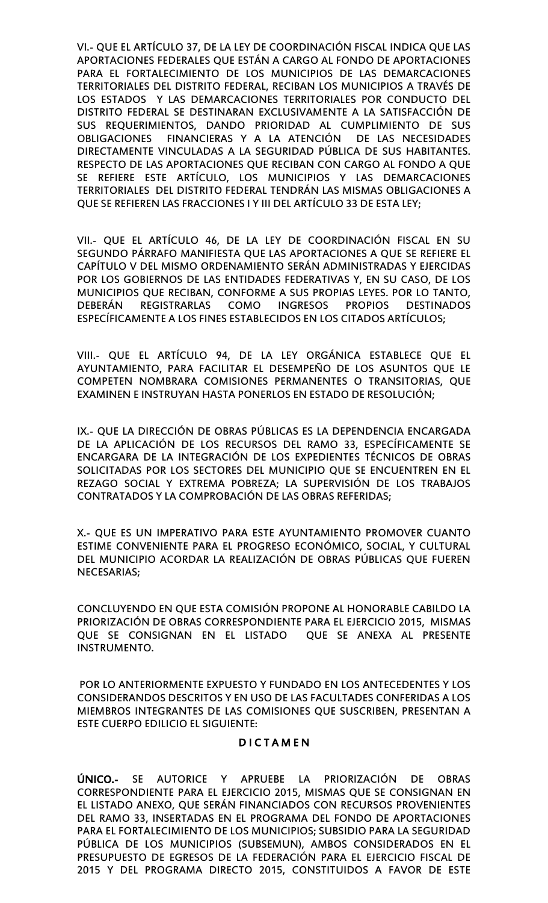VI.- QUE EL ARTÍCULO 37, DE LA LEY DE COORDINACIÓN FISCAL INDICA QUE LAS APORTACIONES FEDERALES QUE ESTÁN A CARGO AL FONDO DE APORTACIONES PARA EL FORTALECIMIENTO DE LOS MUNICIPIOS DE LAS DEMARCACIONES TERRITORIALES DEL DISTRITO FEDERAL, RECIBAN LOS MUNICIPIOS A TRAVÉS DE LOS ESTADOS Y LAS DEMARCACIONES TERRITORIALES POR CONDUCTO DEL DISTRITO FEDERAL SE DESTINARAN EXCLUSIVAMENTE A LA SATISFACCIÓN DE SUS REQUERIMIENTOS, DANDO PRIORIDAD AL CUMPLIMIENTO DE SUS OBLIGACIONES FINANCIERAS Y A LA ATENCIÓN DE LAS NECESIDADES DIRECTAMENTE VINCULADAS A LA SEGURIDAD PÚBLICA DE SUS HABITANTES. RESPECTO DE LAS APORTACIONES QUE RECIBAN CON CARGO AL FONDO A QUE SE REFIERE ESTE ARTÍCULO, LOS MUNICIPIOS Y LAS DEMARCACIONES TERRITORIALES DEL DISTRITO FEDERAL TENDRÁN LAS MISMAS OBLIGACIONES A QUE SE REFIEREN LAS FRACCIONES I Y III DEL ARTÍCULO 33 DE ESTA LEY;

VII.- QUE EL ARTÍCULO 46, DE LA LEY DE COORDINACIÓN FISCAL EN SU SEGUNDO PÁRRAFO MANIFIESTA QUE LAS APORTACIONES A QUE SE REFIERE EL CAPÍTULO V DEL MISMO ORDENAMIENTO SERÁN ADMINISTRADAS Y EJERCIDAS POR LOS GOBIERNOS DE LAS ENTIDADES FEDERATIVAS Y, EN SU CASO, DE LOS MUNICIPIOS QUE RECIBAN, CONFORME A SUS PROPIAS LEYES. POR LO TANTO, DEBERÁN REGISTRARLAS COMO INGRESOS PROPIOS DESTINADOS ESPECÍFICAMENTE A LOS FINES ESTABLECIDOS EN LOS CITADOS ARTÍCULOS;

VIII.- QUE EL ARTÍCULO 94, DE LA LEY ORGÁNICA ESTABLECE QUE EL AYUNTAMIENTO, PARA FACILITAR EL DESEMPEÑO DE LOS ASUNTOS QUE LE COMPETEN NOMBRARA COMISIONES PERMANENTES O TRANSITORIAS, QUE EXAMINEN E INSTRUYAN HASTA PONERLOS EN ESTADO DE RESOLUCIÓN;

IX.- QUE LA DIRECCIÓN DE OBRAS PÚBLICAS ES LA DEPENDENCIA ENCARGADA DE LA APLICACIÓN DE LOS RECURSOS DEL RAMO 33, ESPECÍFICAMENTE SE ENCARGARA DE LA INTEGRACIÓN DE LOS EXPEDIENTES TÉCNICOS DE OBRAS SOLICITADAS POR LOS SECTORES DEL MUNICIPIO QUE SE ENCUENTREN EN EL REZAGO SOCIAL Y EXTREMA POBREZA; LA SUPERVISIÓN DE LOS TRABAJOS CONTRATADOS Y LA COMPROBACIÓN DE LAS OBRAS REFERIDAS;

X.- QUE ES UN IMPERATIVO PARA ESTE AYUNTAMIENTO PROMOVER CUANTO ESTIME CONVENIENTE PARA EL PROGRESO ECONÓMICO, SOCIAL, Y CULTURAL DEL MUNICIPIO ACORDAR LA REALIZACIÓN DE OBRAS PÚBLICAS QUE FUEREN NECESARIAS;

CONCLUYENDO EN QUE ESTA COMISIÓN PROPONE AL HONORABLE CABILDO LA PRIORIZACIÓN DE OBRAS CORRESPONDIENTE PARA EL EJERCICIO 2015, MISMAS QUE SE CONSIGNAN EN EL LISTADO QUE SE ANEXA AL PRESENTE INSTRUMENTO.

POR LO ANTERIORMENTE EXPUESTO Y FUNDADO EN LOS ANTECEDENTES Y LOS CONSIDERANDOS DESCRITOS Y EN USO DE LAS FACULTADES CONFERIDAS A LOS MIEMBROS INTEGRANTES DE LAS COMISIONES QUE SUSCRIBEN, PRESENTAN A ESTE CUERPO EDILICIO EL SIGUIENTE:

## D I C T A M E N

**ÚNICO.-** SE AUTORICE Y APRUEBE LA PRIORIZACIÓN DE OBRAS CORRESPONDIENTE PARA EL EJERCICIO 2015, MISMAS QUE SE CONSIGNAN EN EL LISTADO ANEXO, QUE SERÁN FINANCIADOS CON RECURSOS PROVENIENTES DEL RAMO 33, INSERTADAS EN EL PROGRAMA DEL FONDO DE APORTACIONES PARA EL FORTALECIMIENTO DE LOS MUNICIPIOS; SUBSIDIO PARA LA SEGURIDAD PÚBLICA DE LOS MUNICIPIOS (SUBSEMUN), AMBOS CONSIDERADOS EN EL PRESUPUESTO DE EGRESOS DE LA FEDERACIÓN PARA EL EJERCICIO FISCAL DE 2015 Y DEL PROGRAMA DIRECTO 2015, CONSTITUIDOS A FAVOR DE ESTE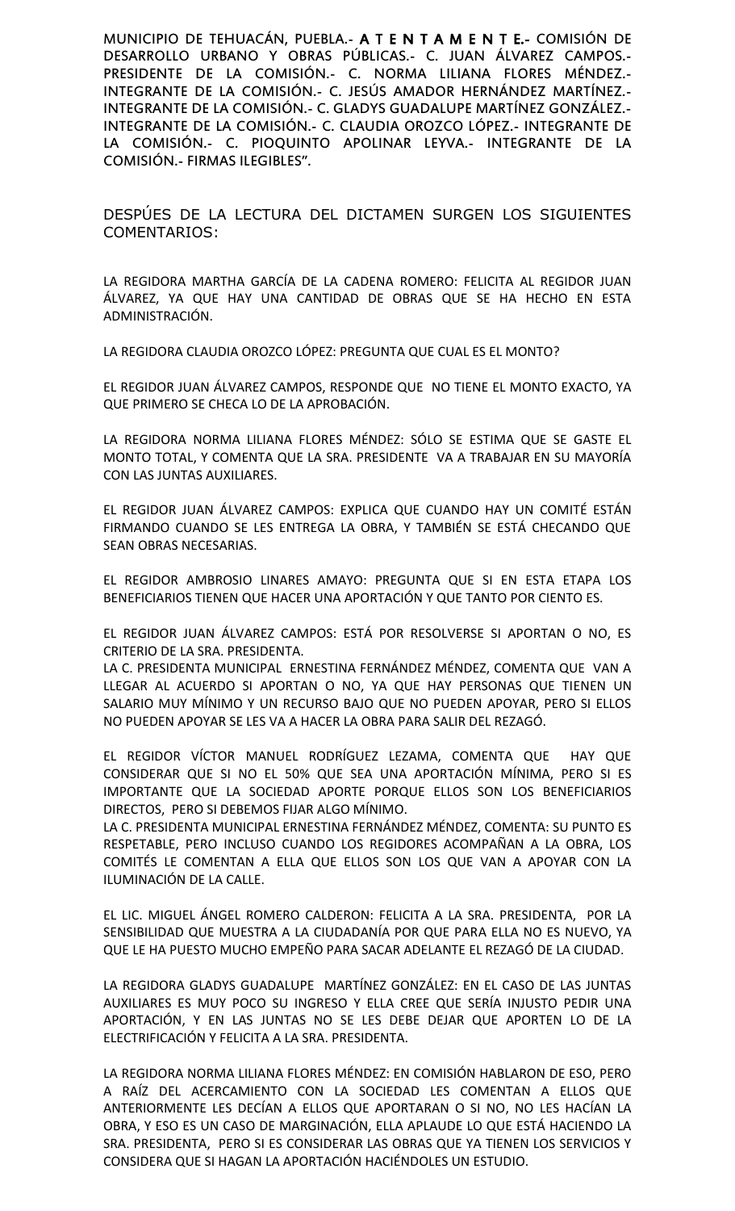MUNICIPIO DE TEHUACÁN, PUEBLA.- **A T E N T A M E N T E.-** COMISIÓN DE DESARROLLO URBANO Y OBRAS PÚBLICAS.- C. JUAN ÁLVAREZ CAMPOS.- PRESIDENTE DE LA COMISIÓN.- C. NORMA LILIANA FLORES MÉNDEZ.- INTEGRANTE DE LA COMISIÓN.- C. JESÚS AMADOR HERNÁNDEZ MARTÍNEZ.- INTEGRANTE DE LA COMISIÓN.- C. GLADYS GUADALUPE MARTÍNEZ GONZÁLEZ.- INTEGRANTE DE LA COMISIÓN.- C. CLAUDIA OROZCO LÓPEZ.- INTEGRANTE DE LA COMISIÓN.- C. PIOQUINTO APOLINAR LEYVA.- INTEGRANTE DE LA COMISIÓN.- FIRMAS ILEGIBLES".

DESPÚES DE LA LECTURA DEL DICTAMEN SURGEN LOS SIGUIENTES COMENTARIOS:

LA REGIDORA MARTHA GARCÍA DE LA CADENA ROMERO: FELICITA AL REGIDOR JUAN ÁLVAREZ, YA QUE HAY UNA CANTIDAD DE OBRAS QUE SE HA HECHO EN ESTA ADMINISTRACIÓN.

LA REGIDORA CLAUDIA OROZCO LÓPEZ: PREGUNTA QUE CUAL ES EL MONTO?

EL REGIDOR JUAN ÁLVAREZ CAMPOS, RESPONDE QUE NO TIENE EL MONTO EXACTO, YA QUE PRIMERO SE CHECA LO DE LA APROBACIÓN.

LA REGIDORA NORMA LILIANA FLORES MÉNDEZ: SÓLO SE ESTIMA QUE SE GASTE EL MONTO TOTAL, Y COMENTA QUE LA SRA. PRESIDENTE VA A TRABAJAR EN SU MAYORÍA CON LAS JUNTAS AUXILIARES.

EL REGIDOR JUAN ÁLVAREZ CAMPOS: EXPLICA QUE CUANDO HAY UN COMITÉ ESTÁN FIRMANDO CUANDO SE LES ENTREGA LA OBRA, Y TAMBIÉN SE ESTÁ CHECANDO QUE SEAN OBRAS NECESARIAS.

EL REGIDOR AMBROSIO LINARES AMAYO: PREGUNTA QUE SI EN ESTA ETAPA LOS BENEFICIARIOS TIENEN QUE HACER UNA APORTACIÓN Y QUE TANTO POR CIENTO ES.

EL REGIDOR JUAN ÁLVAREZ CAMPOS: ESTÁ POR RESOLVERSE SI APORTAN O NO, ES CRITERIO DE LA SRA. PRESIDENTA.
LA C. PRESIDENTA MUNICIPAL ERNESTINA FERNÁNDEZ MÉNDEZ, COMENTA QUE VAN A LLEGAR AL ACUERDO SI APORTAN O NO, YA QUE HAY PERSONAS QUE TIENEN UN SALARIO MUY MÍNIMO Y UN RECURSO BAJO QUE NO PUEDEN APOYAR, PERO SI ELLOS NO PUEDEN APOYAR SE LES VA A HACER LA OBRA PARA SALIR DEL REZAGÓ.

EL REGIDOR VÍCTOR MANUEL RODRÍGUEZ LEZAMA, COMENTA QUE HAY QUE CONSIDERAR QUE SI NO EL 50% QUE SEA UNA APORTACIÓN MÍNIMA, PERO SI ES IMPORTANTE QUE LA SOCIEDAD APORTE PORQUE ELLOS SON LOS BENEFICIARIOS DIRECTOS, PERO SI DEBEMOS FIJAR ALGO MÍNIMO.
LA C. PRESIDENTA MUNICIPAL ERNESTINA FERNÁNDEZ MÉNDEZ, COMENTA: SU PUNTO ES RESPETABLE, PERO INCLUSO CUANDO LOS REGIDORES ACOMPAÑAN A LA OBRA, LOS COMITÉS LE COMENTAN A ELLA QUE ELLOS SON LOS QUE VAN A APOYAR CON LA ILUMINACIÓN DE LA CALLE.

EL LIC. MIGUEL ÁNGEL ROMERO CALDERON: FELICITA A LA SRA. PRESIDENTA, POR LA SENSIBILIDAD QUE MUESTRA A LA CIUDADANÍA POR QUE PARA ELLA NO ES NUEVO, YA QUE LE HA PUESTO MUCHO EMPEÑO PARA SACAR ADELANTE EL REZAGÓ DE LA CIUDAD.

LA REGIDORA GLADYS GUADALUPE MARTÍNEZ GONZÁLEZ: EN EL CASO DE LAS JUNTAS AUXILIARES ES MUY POCO SU INGRESO Y ELLA CREE QUE SERÍA INJUSTO PEDIR UNA APORTACIÓN, Y EN LAS JUNTAS NO SE LES DEBE DEJAR QUE APORTEN LO DE LA ELECTRIFICACIÓN Y FELICITA A LA SRA. PRESIDENTA.

LA REGIDORA NORMA LILIANA FLORES MÉNDEZ: EN COMISIÓN HABLARON DE ESO, PERO A RAÍZ DEL ACERCAMIENTO CON LA SOCIEDAD LES COMENTAN A ELLOS QUE ANTERIORMENTE LES DECÍAN A ELLOS QUE APORTARAN O SI NO, NO LES HACÍAN LA OBRA, Y ESO ES UN CASO DE MARGINACIÓN, ELLA APLAUDE LO QUE ESTÁ HACIENDO LA SRA. PRESIDENTA, PERO SI ES CONSIDERAR LAS OBRAS QUE YA TIENEN LOS SERVICIOS Y CONSIDERA QUE SI HAGAN LA APORTACIÓN HACIÉNDOLES UN ESTUDIO.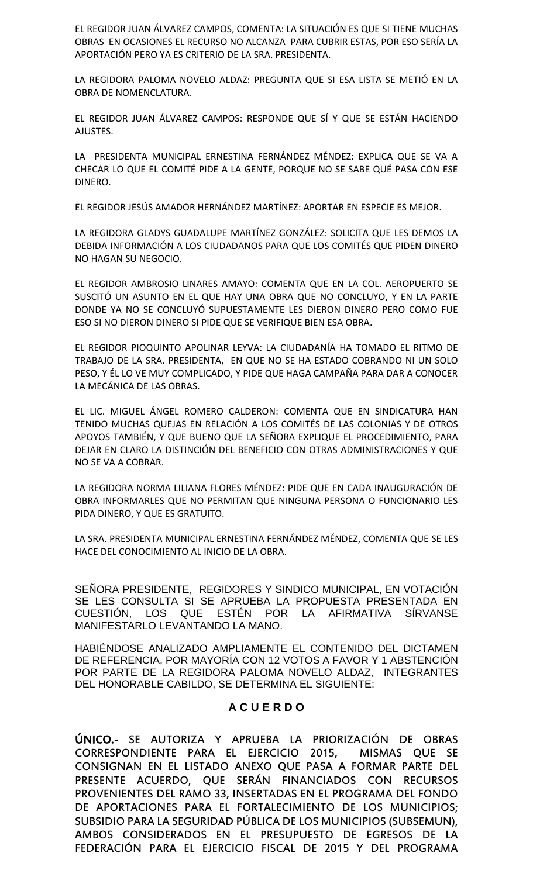EL REGIDOR JUAN ÁLVAREZ CAMPOS, COMENTA: LA SITUACIÓN ES QUE SI TIENE MUCHAS OBRAS EN OCASIONES EL RECURSO NO ALCANZA PARA CUBRIR ESTAS, POR ESO SERÍA LA APORTACIÓN PERO YA ES CRITERIO DE LA SRA. PRESIDENTA.

LA REGIDORA PALOMA NOVELO ALDAZ: PREGUNTA QUE SI ESA LISTA SE METIÓ EN LA OBRA DE NOMENCLATURA.

EL REGIDOR JUAN ÁLVAREZ CAMPOS: RESPONDE QUE SÍ Y QUE SE ESTÁN HACIENDO AJUSTES.

LA PRESIDENTA MUNICIPAL ERNESTINA FERNÁNDEZ MÉNDEZ: EXPLICA QUE SE VA A CHECAR LO QUE EL COMITÉ PIDE A LA GENTE, PORQUE NO SE SABE QUÉ PASA CON ESE DINERO.

EL REGIDOR JESÚS AMADOR HERNÁNDEZ MARTÍNEZ: APORTAR EN ESPECIE ES MEJOR.

LA REGIDORA GLADYS GUADALUPE MARTÍNEZ GONZÁLEZ: SOLICITA QUE LES DEMOS LA DEBIDA INFORMACIÓN A LOS CIUDADANOS PARA QUE LOS COMITÉS QUE PIDEN DINERO NO HAGAN SU NEGOCIO.

EL REGIDOR AMBROSIO LINARES AMAYO: COMENTA QUE EN LA COL. AEROPUERTO SE SUSCITÓ UN ASUNTO EN EL QUE HAY UNA OBRA QUE NO CONCLUYO, Y EN LA PARTE DONDE YA NO SE CONCLUYÓ SUPUESTAMENTE LES DIERON DINERO PERO COMO FUE ESO SI NO DIERON DINERO SI PIDE QUE SE VERIFIQUE BIEN ESA OBRA.

EL REGIDOR PIOQUINTO APOLINAR LEYVA: LA CIUDADANÍA HA TOMADO EL RITMO DE TRABAJO DE LA SRA. PRESIDENTA, EN QUE NO SE HA ESTADO COBRANDO NI UN SOLO PESO, Y ÉL LO VE MUY COMPLICADO, Y PIDE QUE HAGA CAMPAÑA PARA DAR A CONOCER LA MECÁNICA DE LAS OBRAS.

EL LIC. MIGUEL ÁNGEL ROMERO CALDERON: COMENTA QUE EN SINDICATURA HAN TENIDO MUCHAS QUEJAS EN RELACIÓN A LOS COMITÉS DE LAS COLONIAS Y DE OTROS APOYOS TAMBIÉN, Y QUE BUENO QUE LA SEÑORA EXPLIQUE EL PROCEDIMIENTO, PARA DEJAR EN CLARO LA DISTINCIÓN DEL BENEFICIO CON OTRAS ADMINISTRACIONES Y QUE NO SE VA A COBRAR.

LA REGIDORA NORMA LILIANA FLORES MÉNDEZ: PIDE QUE EN CADA INAUGURACIÓN DE OBRA INFORMARLES QUE NO PERMITAN QUE NINGUNA PERSONA O FUNCIONARIO LES PIDA DINERO, Y QUE ES GRATUITO.

LA SRA. PRESIDENTA MUNICIPAL ERNESTINA FERNÁNDEZ MÉNDEZ, COMENTA QUE SE LES HACE DEL CONOCIMIENTO AL INICIO DE LA OBRA.

SEÑORA PRESIDENTE, REGIDORES Y SINDICO MUNICIPAL, EN VOTACIÓN SE LES CONSULTA SI SE APRUEBA LA PROPUESTA PRESENTADA EN CUESTIÓN, LOS QUE ESTÉN POR LA AFIRMATIVA SÍRVANSE MANIFESTARLO LEVANTANDO LA MANO.

HABIÉNDOSE ANALIZADO AMPLIAMENTE EL CONTENIDO DEL DICTAMEN DE REFERENCIA, POR MAYORÍA CON 12 VOTOS A FAVOR Y 1 ABSTENCIÓN POR PARTE DE LA REGIDORA PALOMA NOVELO ALDAZ, INTEGRANTES DEL HONORABLE CABILDO, SE DETERMINA EL SIGUIENTE:

## A C U E R D O

**ÚNICO.- SE AUTORIZA Y APRUEBA LA PRIORIZACIÓN DE OBRAS CORRESPONDIENTE PARA EL EJERCICIO 2015, MISMAS QUE SE CONSIGNAN EN EL LISTADO ANEXO QUE PASA A FORMAR PARTE DEL PRESENTE ACUERDO, QUE SERÁN FINANCIADOS CON RECURSOS PROVENIENTES DEL RAMO 33, INSERTADAS EN EL PROGRAMA DEL FONDO DE APORTACIONES PARA EL FORTALECIMIENTO DE LOS MUNICIPIOS; SUBSIDIO PARA LA SEGURIDAD PÚBLICA DE LOS MUNICIPIOS (SUBSEMUN), AMBOS CONSIDERADOS EN EL PRESUPUESTO DE EGRESOS DE LA FEDERACIÓN PARA EL EJERCICIO FISCAL DE 2015 Y DEL PROGRAMA**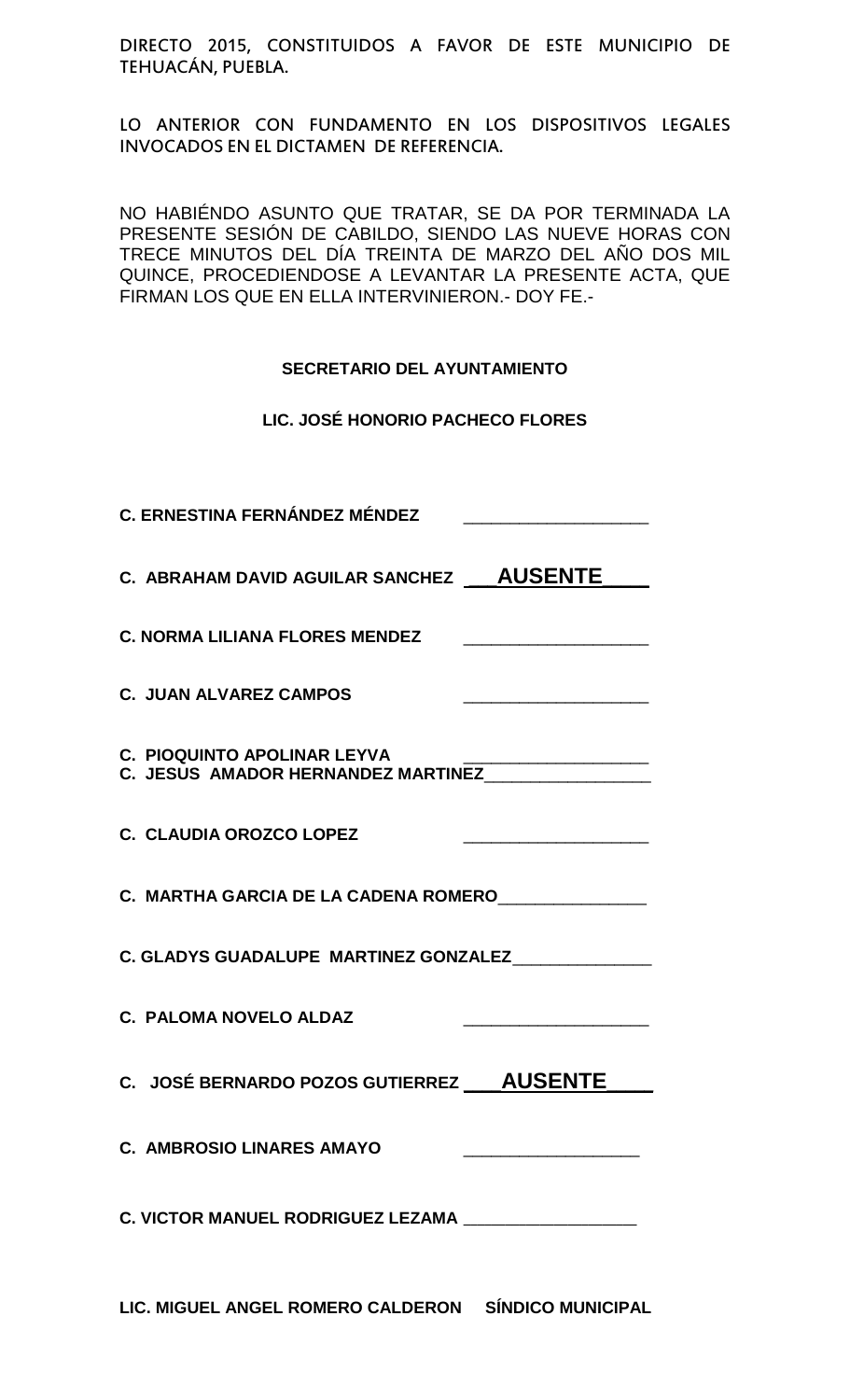DIRECTO 2015, CONSTITUIDOS A FAVOR DE ESTE MUNICIPIO DE TEHUACÁN, PUEBLA.

LO ANTERIOR CON FUNDAMENTO EN LOS DISPOSITIVOS LEGALES INVOCADOS EN EL DICTAMEN DE REFERENCIA.

NO HABIÉNDO ASUNTO QUE TRATAR, SE DA POR TERMINADA LA PRESENTE SESIÓN DE CABILDO, SIENDO LAS NUEVE HORAS CON TRECE MINUTOS DEL DÍA TREINTA DE MARZO DEL AÑO DOS MIL QUINCE, PROCEDIENDOSE A LEVANTAR LA PRESENTE ACTA, QUE FIRMAN LOS QUE EN ELLA INTERVINIERON.- DOY FE.-

**SECRETARIO DEL AYUNTAMIENTO**

**LIC. JOSÉ HONORIO PACHECO FLORES**

**C. ERNESTINA FERNÁNDEZ MÉNDEZ** ____________________

**C. ABRAHAM DAVID AGUILAR SANCHEZ** ___**AUSENTE**____

**C. NORMA LILIANA FLORES MENDEZ** ____________________

**C. JUAN ALVAREZ CAMPOS** ____________________

**C. PIOQUINTO APOLINAR LEYVA** ____________________

**C. JESUS AMADOR HERNANDEZ MARTINEZ**__________________

**C. CLAUDIA OROZCO LOPEZ** ____________________

**C. MARTHA GARCIA DE LA CADENA ROMERO**________________

**C. GLADYS GUADALUPE MARTINEZ GONZALEZ**_______________

**C. PALOMA NOVELO ALDAZ** ____________________

**C. JOSÉ BERNARDO POZOS GUTIERREZ** ___**AUSENTE**____

**C. AMBROSIO LINARES AMAYO** ___________________

**C. VICTOR MANUEL RODRIGUEZ LEZAMA** ___________________

**LIC. MIGUEL ANGEL ROMERO CALDERON SÍNDICO MUNICIPAL**